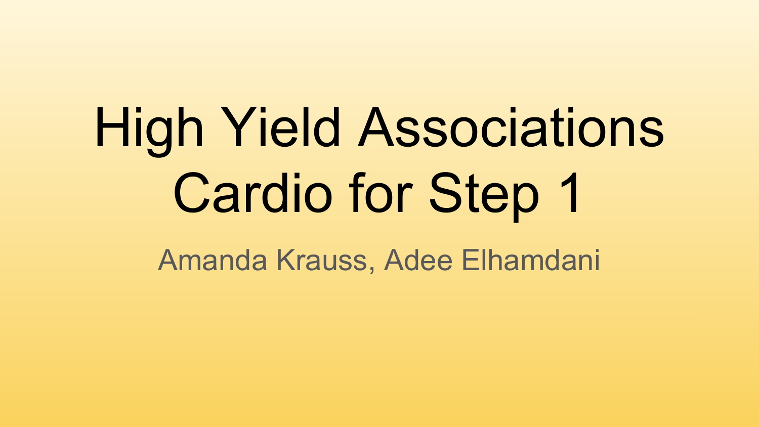# High Yield Associations Cardio for Step 1

Amanda Krauss, Adee Elhamdani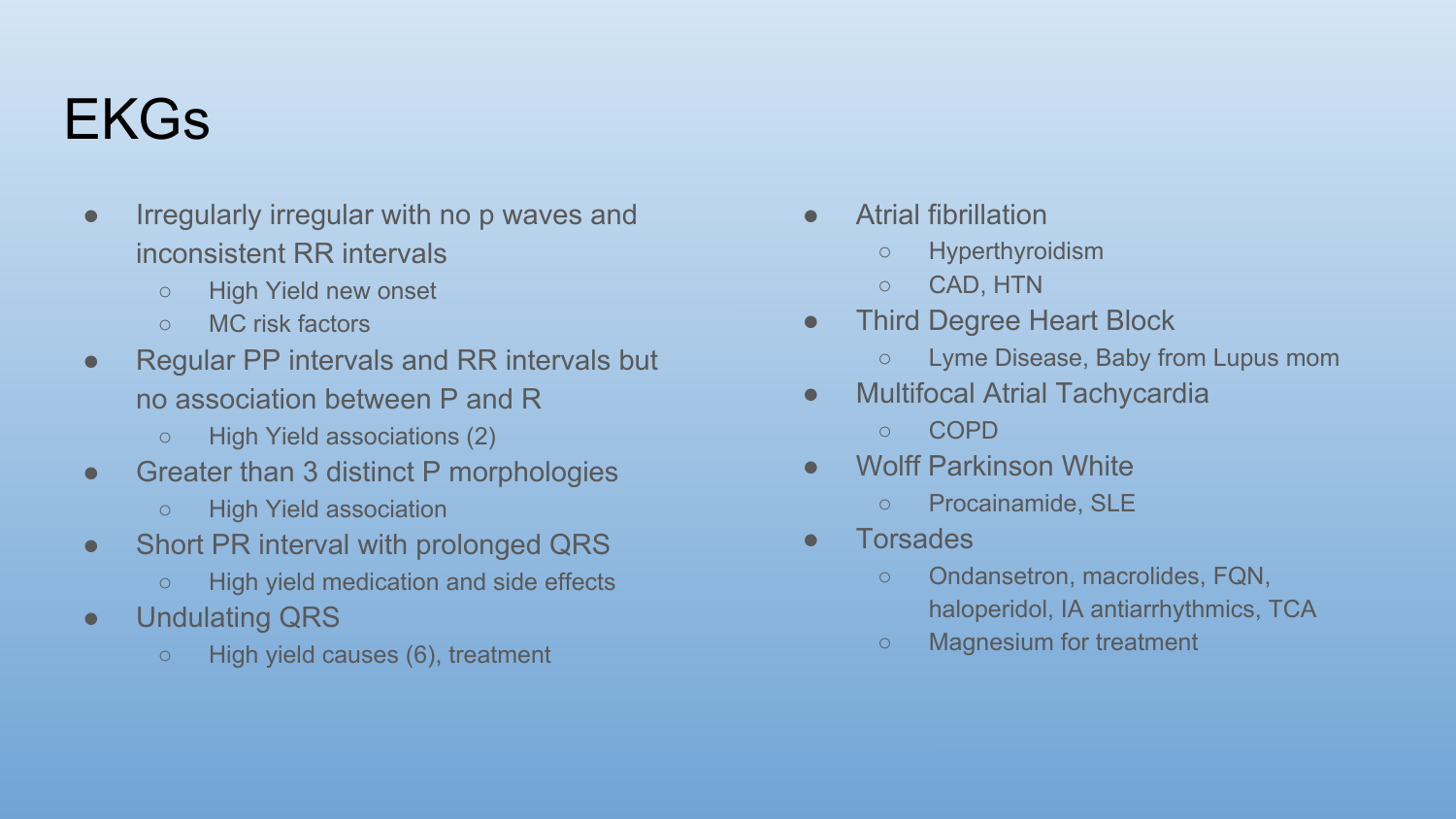# EKGs

- Irregularly irregular with no p waves and inconsistent RR intervals
  - High Yield new onset
  - MC risk factors
- Regular PP intervals and RR intervals but no association between P and R
  - High Yield associations (2)
- Greater than 3 distinct P morphologies
  - High Yield association
- Short PR interval with prolonged QRS
  - High yield medication and side effects
- Undulating QRS
  - High yield causes (6), treatment

- Atrial fibrillation
  - Hyperthyroidism
  - CAD, HTN
- Third Degree Heart Block
  - Lyme Disease, Baby from Lupus mom
- Multifocal Atrial Tachycardia
  - COPD
- Wolff Parkinson White
  - Procainamide, SLE
- Torsades
  - Ondansetron, macrolides, FQN, haloperidol, IA antiarrhythmics, TCA
  - Magnesium for treatment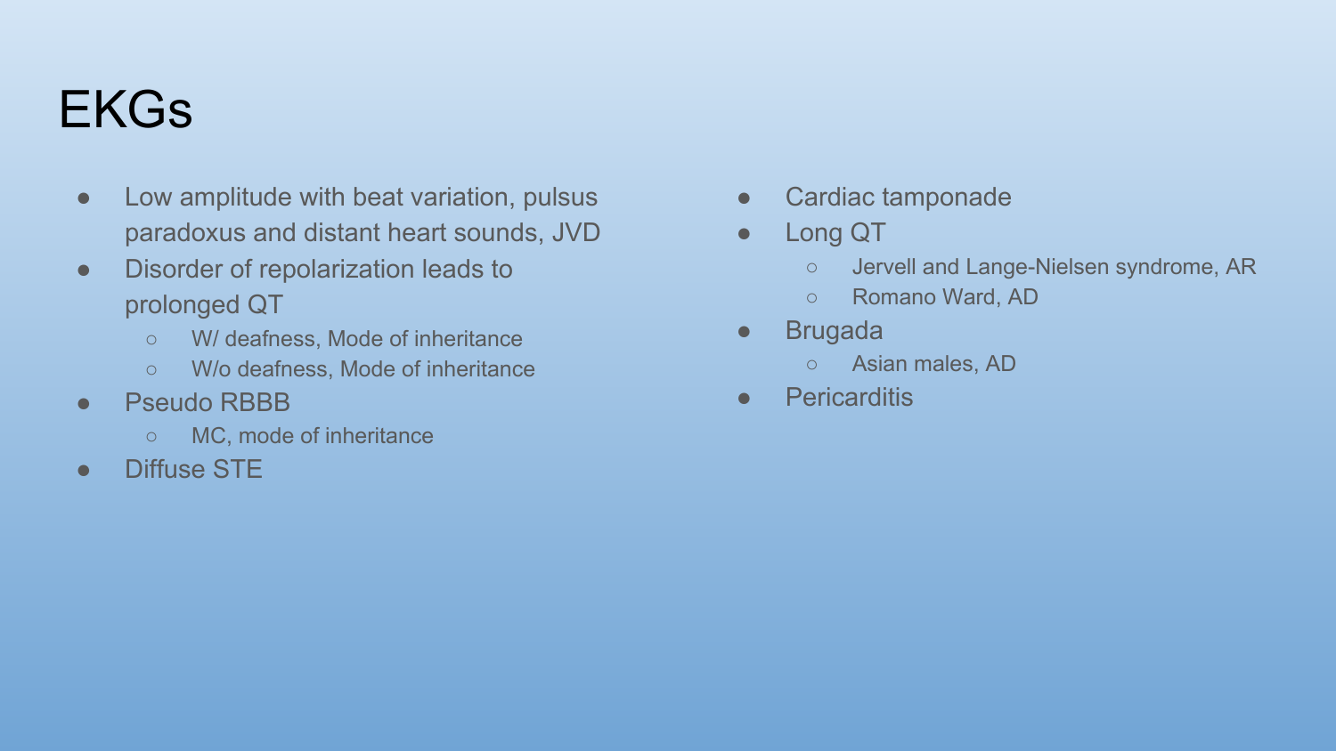# EKGs

- Low amplitude with beat variation, pulsus paradoxus and distant heart sounds, JVD
- Disorder of repolarization leads to prolonged QT
  - W/ deafness, Mode of inheritance
  - W/o deafness, Mode of inheritance
- Pseudo RBBB
  - MC, mode of inheritance
- Diffuse STE

- Cardiac tamponade
- Long QT
  - Jervell and Lange-Nielsen syndrome, AR
  - Romano Ward, AD
- Brugada
  - Asian males, AD
- Pericarditis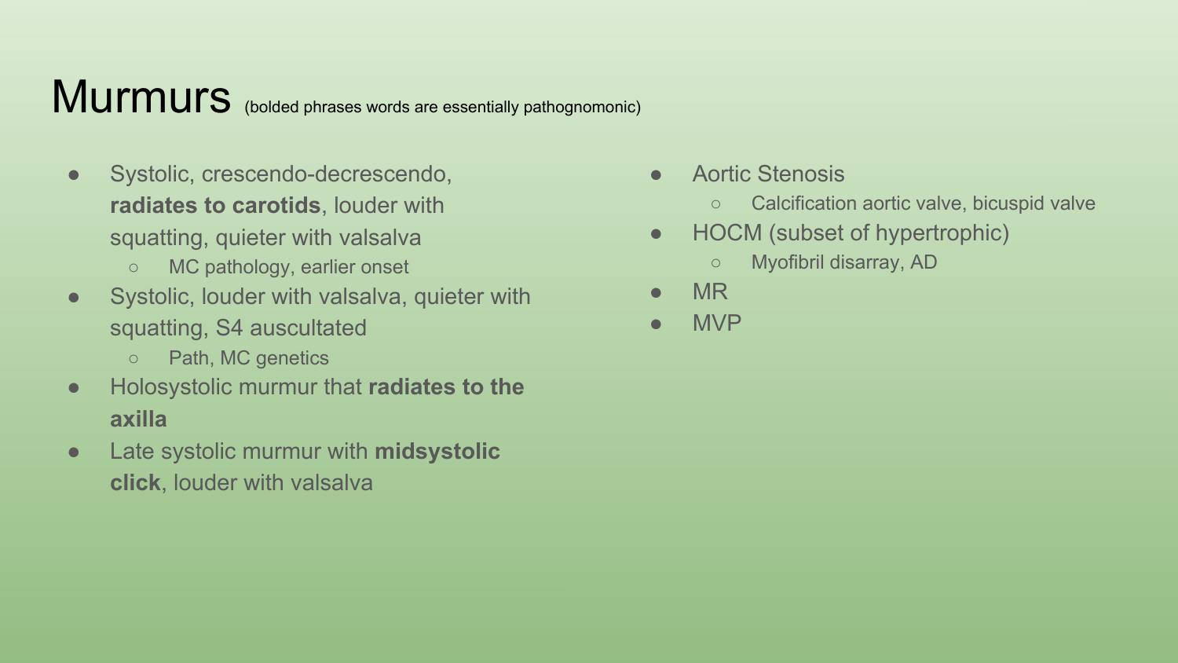# Murmurs (bolded phrases words are essentially pathognomonic)

- Systolic, crescendo-decrescendo, **radiates to carotids**, louder with squatting, quieter with valsalva
  - MC pathology, earlier onset
- Systolic, louder with valsalva, quieter with squatting, S4 auscultated
  - Path, MC genetics
- Holosystolic murmur that **radiates to the axilla**
- Late systolic murmur with **midsystolic click**, louder with valsalva

- Aortic Stenosis
  - Calcification aortic valve, bicuspid valve
- HOCM (subset of hypertrophic)
  - Myofibril disarray, AD
- MR
- MVP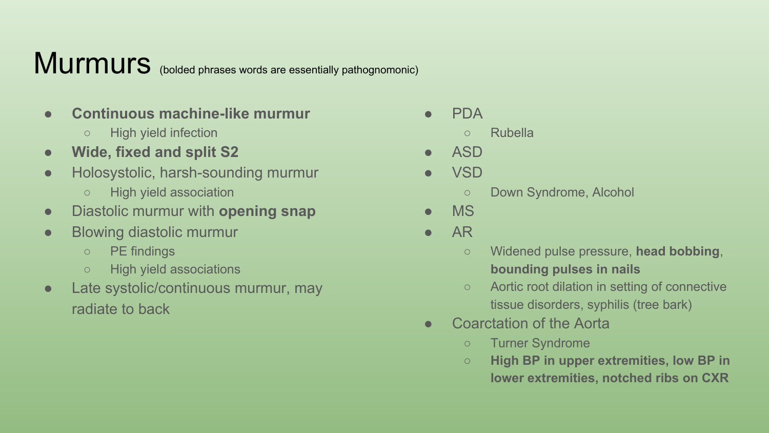# Murmurs (bolded phrases words are essentially pathognomonic)

- **Continuous machine-like murmur**
  - High yield infection
- **Wide, fixed and split S2**
- Holosystolic, harsh-sounding murmur
  - High yield association
- Diastolic murmur with **opening snap**
- Blowing diastolic murmur
  - PE findings
  - High yield associations
- Late systolic/continuous murmur, may radiate to back

- PDA
  - Rubella
- ASD
- VSD
  - Down Syndrome, Alcohol
- MS
- AR
  - Widened pulse pressure, **head bobbing**, **bounding pulses in nails**
  - Aortic root dilation in setting of connective tissue disorders, syphilis (tree bark)
- Coarctation of the Aorta
  - Turner Syndrome
  - **High BP in upper extremities, low BP in lower extremities, notched ribs on CXR**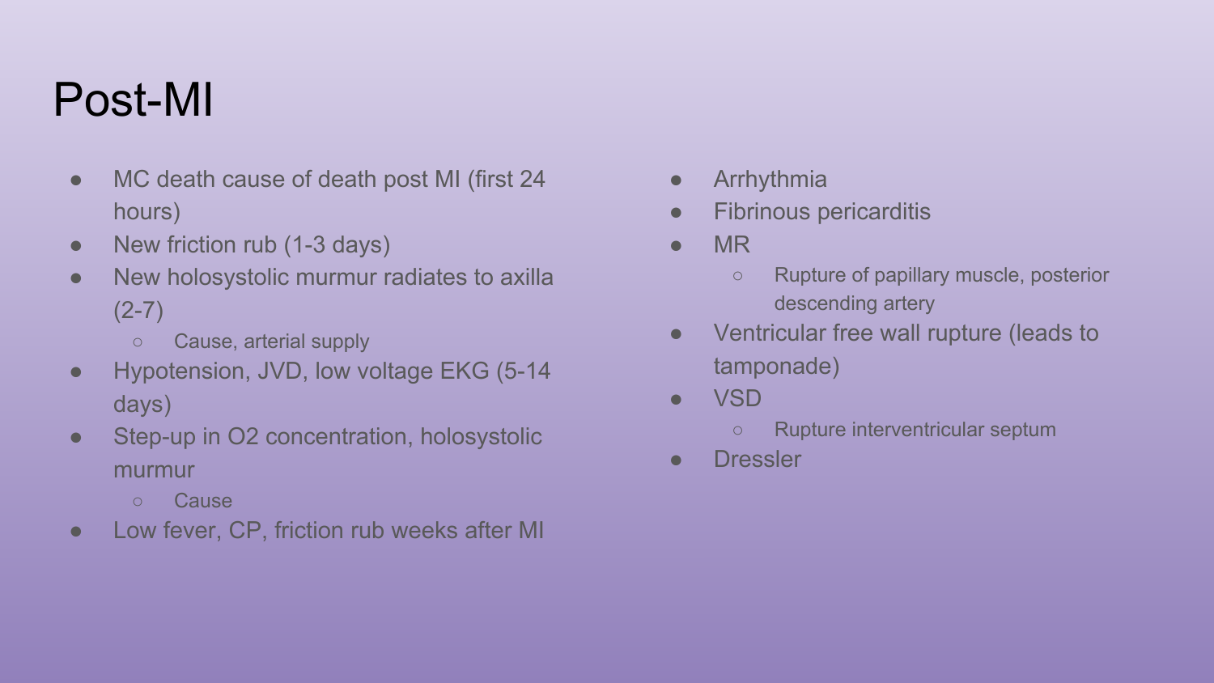# Post-MI

- MC death cause of death post MI (first 24 hours)
- New friction rub (1-3 days)
- New holosystolic murmur radiates to axilla (2-7)
  - Cause, arterial supply
- Hypotension, JVD, low voltage EKG (5-14 days)
- Step-up in O2 concentration, holosystolic murmur
  - Cause
- Low fever, CP, friction rub weeks after MI

- Arrhythmia
- Fibrinous pericarditis
- MR
  - Rupture of papillary muscle, posterior descending artery
- Ventricular free wall rupture (leads to tamponade)
- VSD
  - Rupture interventricular septum
- Dressler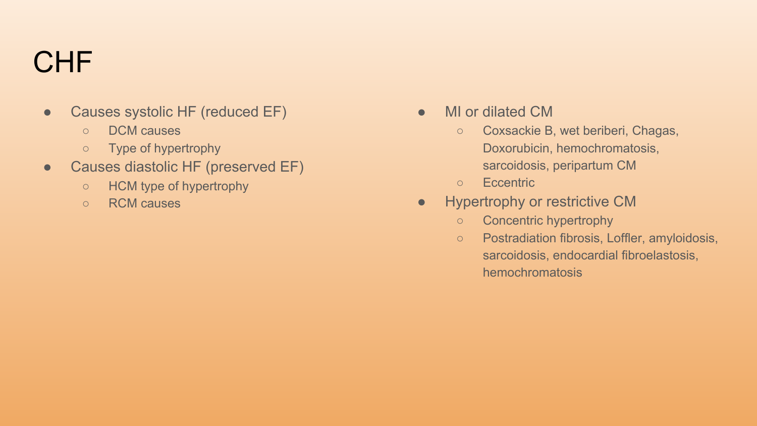# CHF

- Causes systolic HF (reduced EF)
  - DCM causes
  - Type of hypertrophy
- Causes diastolic HF (preserved EF)
  - HCM type of hypertrophy
  - RCM causes

- MI or dilated CM
  - Coxsackie B, wet beriberi, Chagas, Doxorubicin, hemochromatosis, sarcoidosis, peripartum CM
  - Eccentric
- Hypertrophy or restrictive CM
  - Concentric hypertrophy
  - Postradiation fibrosis, Loffler, amyloidosis, sarcoidosis, endocardial fibroelastosis, hemochromatosis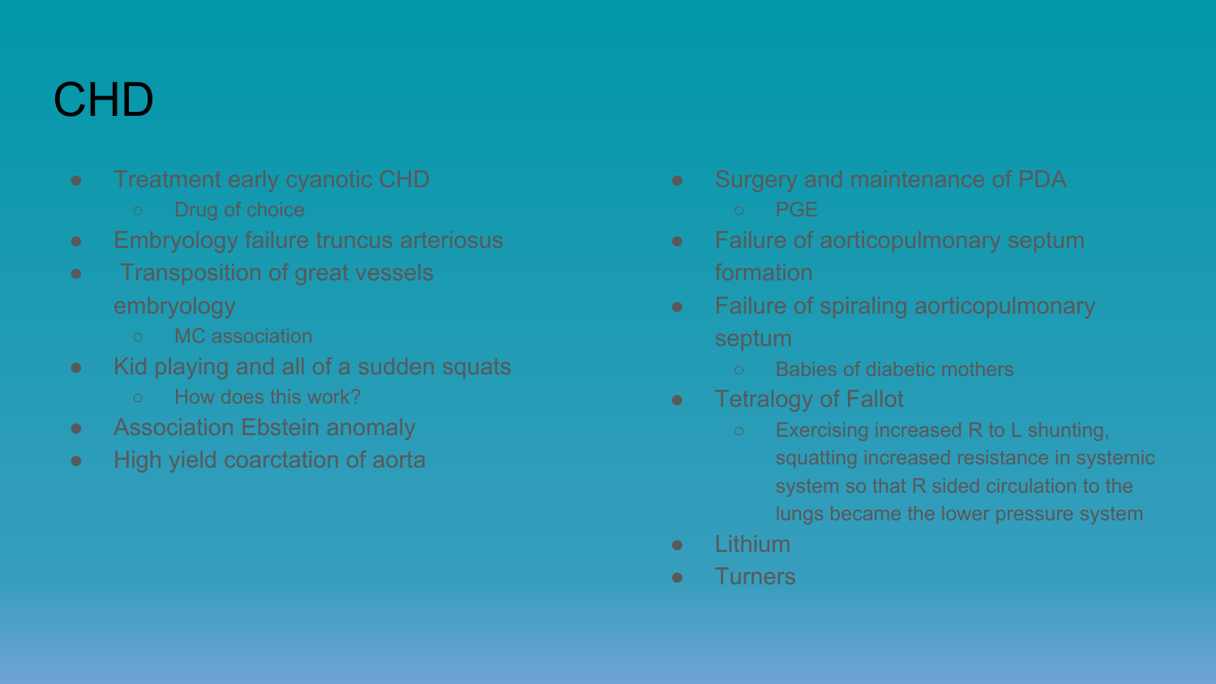# CHD

- Treatment early cyanotic CHD
  - Drug of choice
- Embryology failure truncus arteriosus
- Transposition of great vessels embryology
  - MC association
- Kid playing and all of a sudden squats
  - How does this work?
- Association Ebstein anomaly
- High yield coarctation of aorta

- Surgery and maintenance of PDA
  - PGE
- Failure of aorticopulmonary septum formation
- Failure of spiraling aorticopulmonary septum
  - Babies of diabetic mothers
- Tetralogy of Fallot
  - Exercising increased R to L shunting, squatting increased resistance in systemic system so that R sided circulation to the lungs became the lower pressure system
- Lithium
- Turners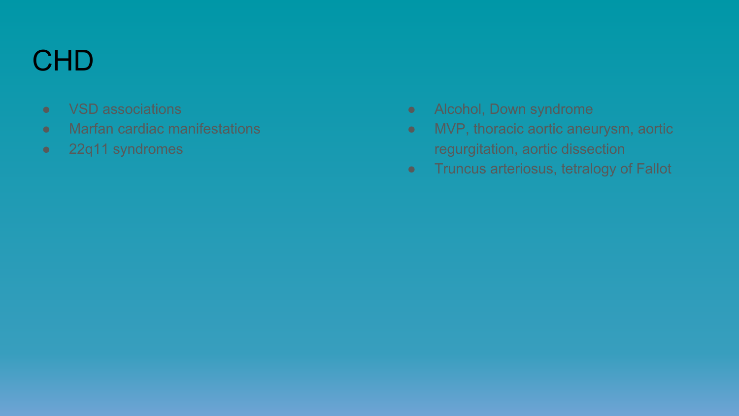# CHD

- VSD associations
- Marfan cardiac manifestations
- 22q11 syndromes

- Alcohol, Down syndrome
- MVP, thoracic aortic aneurysm, aortic regurgitation, aortic dissection
- Truncus arteriosus, tetralogy of Fallot